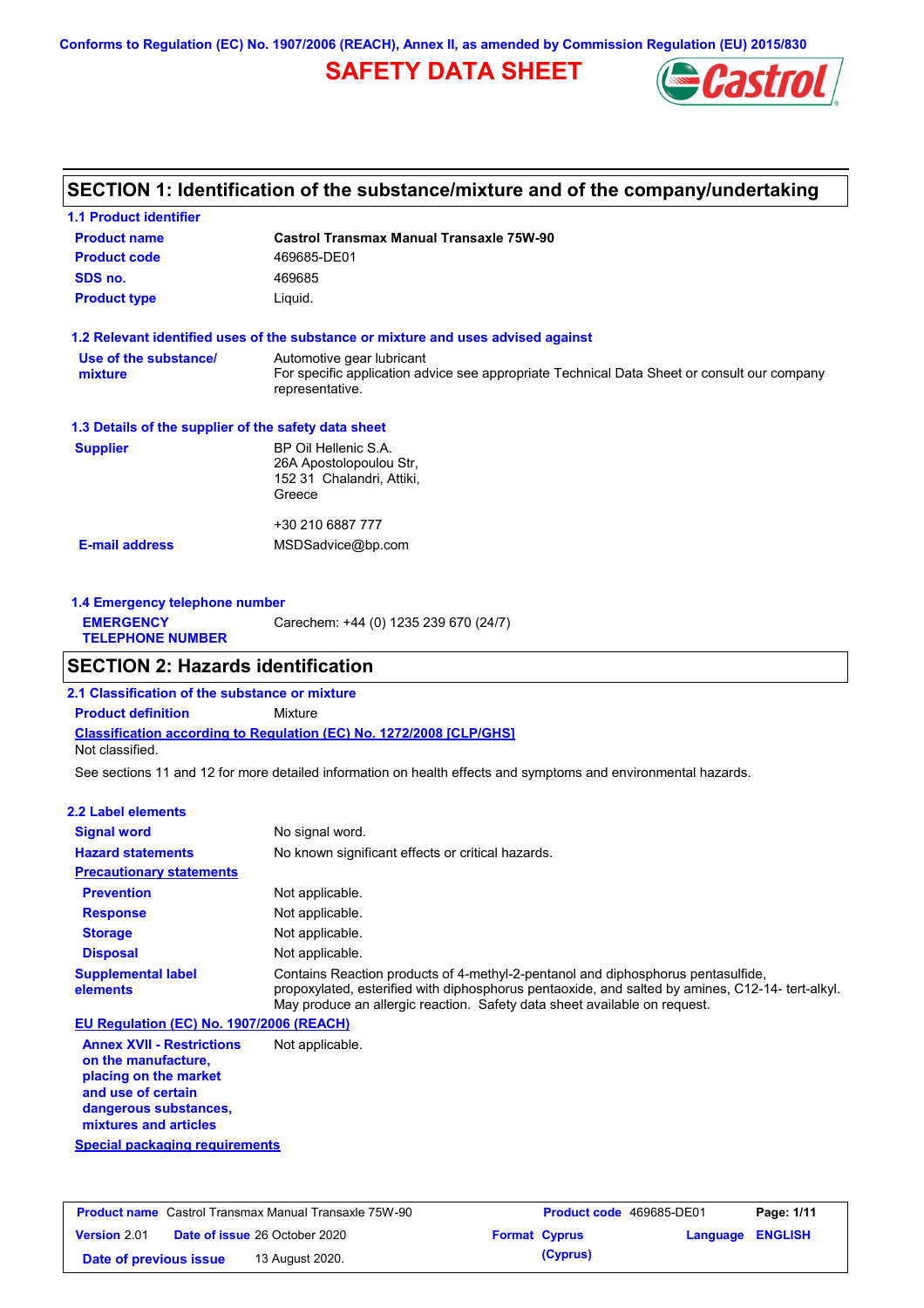Conforms to Regulation (EC) No. 1907/2006 (REACH), Annex II, as amended by Commission Regulation (EU) 2015/830

# SAFETY DATA SHEET

## SECTION 1: Identification of the substance/mixture and of the company/undertaking

### 1.1 Product identifier

| | |
|---|---|
| **Product name** | **Castrol Transmax Manual Transaxle 75W-90** |
| **Product code** | 469685-DE01 |
| **SDS no.** | 469685 |
| **Product type** | Liquid. |

### 1.2 Relevant identified uses of the substance or mixture and uses advised against

| | |
|---|---|
| **Use of the substance/ mixture** | Automotive gear lubricant<br>For specific application advice see appropriate Technical Data Sheet or consult our company representative. |

### 1.3 Details of the supplier of the safety data sheet

| | |
|---|---|
| **Supplier** | BP Oil Hellenic S.A.<br>26A Apostolopoulou Str,<br>152 31 Chalandri, Attiki,<br>Greece<br><br>+30 210 6887 777 |
| **E-mail address** | MSDSadvice@bp.com |

### 1.4 Emergency telephone number

| | |
|---|---|
| **EMERGENCY TELEPHONE NUMBER** | Carechem: +44 (0) 1235 239 670 (24/7) |

## SECTION 2: Hazards identification

### 2.1 Classification of the substance or mixture

**Product definition** Mixture

**Classification according to Regulation (EC) No. 1272/2008 [CLP/GHS]**

Not classified.

See sections 11 and 12 for more detailed information on health effects and symptoms and environmental hazards.

### 2.2 Label elements

| | |
|---|---|
| **Signal word** | No signal word. |
| **Hazard statements** | No known significant effects or critical hazards. |
| **Precautionary statements** | |
| **Prevention** | Not applicable. |
| **Response** | Not applicable. |
| **Storage** | Not applicable. |
| **Disposal** | Not applicable. |
| **Supplemental label elements** | Contains Reaction products of 4-methyl-2-pentanol and diphosphorus pentasulfide, propoxylated, esterified with diphosphorus pentaoxide, and salted by amines, C12-14- tert-alkyl. May produce an allergic reaction. Safety data sheet available on request. |

**EU Regulation (EC) No. 1907/2006 (REACH)**

| | |
|---|---|
| **Annex XVII - Restrictions on the manufacture, placing on the market and use of certain dangerous substances, mixtures and articles** | Not applicable. |

**Special packaging requirements**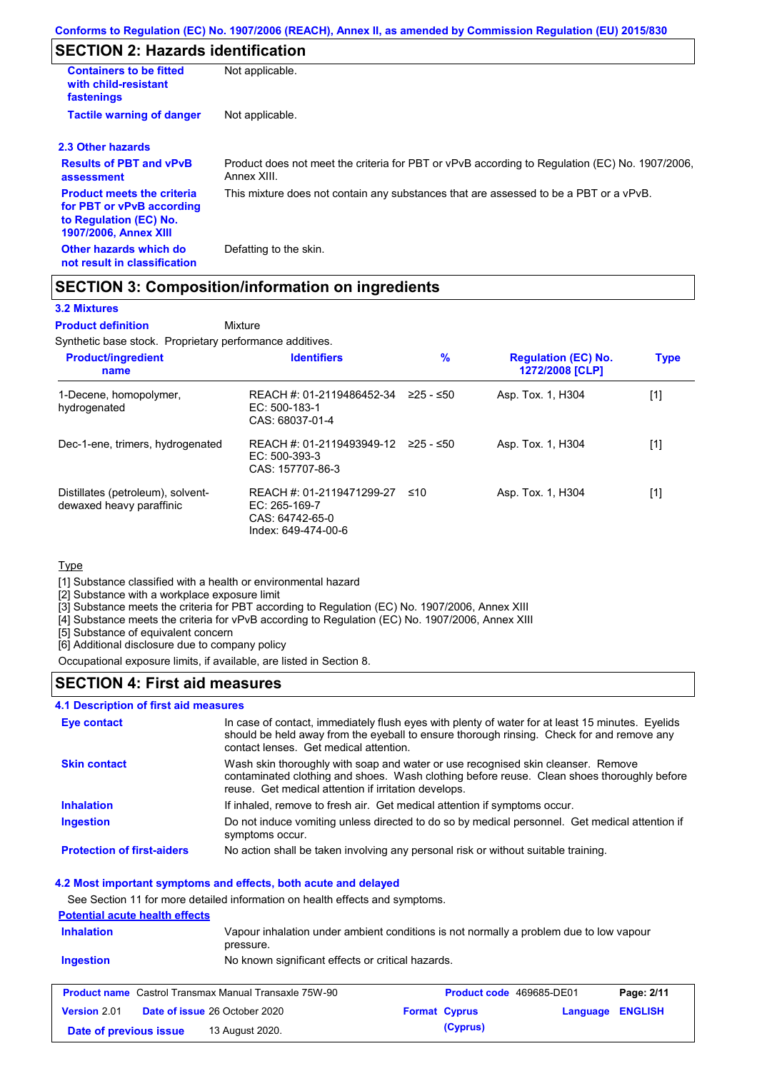Conforms to Regulation (EC) No. 1907/2006 (REACH), Annex II, as amended by Commission Regulation (EU) 2015/830

## SECTION 2: Hazards identification

| | |
|---|---|
| **Containers to be fitted with child-resistant fastenings** | Not applicable. |
| **Tactile warning of danger** | Not applicable. |

### 2.3 Other hazards

| | |
|---|---|
| **Results of PBT and vPvB assessment** | Product does not meet the criteria for PBT or vPvB according to Regulation (EC) No. 1907/2006, Annex XIII. |
| **Product meets the criteria for PBT or vPvB according to Regulation (EC) No. 1907/2006, Annex XIII** | This mixture does not contain any substances that are assessed to be a PBT or a vPvB. |
| **Other hazards which do not result in classification** | Defatting to the skin. |

## SECTION 3: Composition/information on ingredients

### 3.2 Mixtures

**Product definition** Mixture

Synthetic base stock. Proprietary performance additives.

| Product/ingredient name | Identifiers | % | Regulation (EC) No. 1272/2008 [CLP] | Type |
|---|---|---|---|---|
| 1-Decene, homopolymer, hydrogenated | REACH #: 01-2119486452-34<br>EC: 500-183-1<br>CAS: 68037-01-4 | ≥25 - ≤50 | Asp. Tox. 1, H304 | [1] |
| Dec-1-ene, trimers, hydrogenated | REACH #: 01-2119493949-12<br>EC: 500-393-3<br>CAS: 157707-86-3 | ≥25 - ≤50 | Asp. Tox. 1, H304 | [1] |
| Distillates (petroleum), solvent-dewaxed heavy paraffinic | REACH #: 01-2119471299-27<br>EC: 265-169-7<br>CAS: 64742-65-0<br>Index: 649-474-00-6 | ≤10 | Asp. Tox. 1, H304 | [1] |

Type

[1] Substance classified with a health or environmental hazard
[2] Substance with a workplace exposure limit
[3] Substance meets the criteria for PBT according to Regulation (EC) No. 1907/2006, Annex XIII
[4] Substance meets the criteria for vPvB according to Regulation (EC) No. 1907/2006, Annex XIII
[5] Substance of equivalent concern
[6] Additional disclosure due to company policy

Occupational exposure limits, if available, are listed in Section 8.

## SECTION 4: First aid measures

### 4.1 Description of first aid measures

| | |
|---|---|
| **Eye contact** | In case of contact, immediately flush eyes with plenty of water for at least 15 minutes. Eyelids should be held away from the eyeball to ensure thorough rinsing. Check for and remove any contact lenses. Get medical attention. |
| **Skin contact** | Wash skin thoroughly with soap and water or use recognised skin cleanser. Remove contaminated clothing and shoes. Wash clothing before reuse. Clean shoes thoroughly before reuse. Get medical attention if irritation develops. |
| **Inhalation** | If inhaled, remove to fresh air. Get medical attention if symptoms occur. |
| **Ingestion** | Do not induce vomiting unless directed to do so by medical personnel. Get medical attention if symptoms occur. |
| **Protection of first-aiders** | No action shall be taken involving any personal risk or without suitable training. |

### 4.2 Most important symptoms and effects, both acute and delayed

See Section 11 for more detailed information on health effects and symptoms.

**Potential acute health effects**

| | |
|---|---|
| **Inhalation** | Vapour inhalation under ambient conditions is not normally a problem due to low vapour pressure. |
| **Ingestion** | No known significant effects or critical hazards. |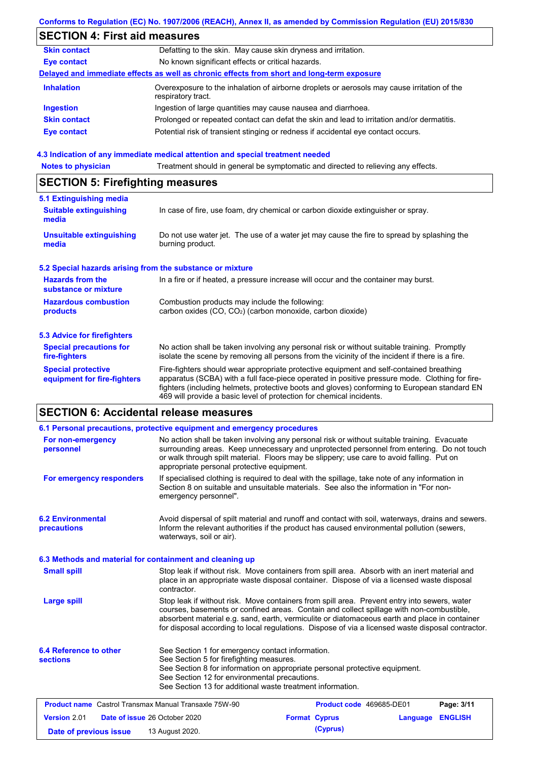## SECTION 4: First aid measures

| | |
|---|---|
| **Skin contact** | Defatting to the skin. May cause skin dryness and irritation. |
| **Eye contact** | No known significant effects or critical hazards. |

**Delayed and immediate effects as well as chronic effects from short and long-term exposure**

| | |
|---|---|
| **Inhalation** | Overexposure to the inhalation of airborne droplets or aerosols may cause irritation of the respiratory tract. |
| **Ingestion** | Ingestion of large quantities may cause nausea and diarrhoea. |
| **Skin contact** | Prolonged or repeated contact can defat the skin and lead to irritation and/or dermatitis. |
| **Eye contact** | Potential risk of transient stinging or redness if accidental eye contact occurs. |

### 4.3 Indication of any immediate medical attention and special treatment needed

| | |
|---|---|
| **Notes to physician** | Treatment should in general be symptomatic and directed to relieving any effects. |

## SECTION 5: Firefighting measures

### 5.1 Extinguishing media

| | |
|---|---|
| **Suitable extinguishing media** | In case of fire, use foam, dry chemical or carbon dioxide extinguisher or spray. |
| **Unsuitable extinguishing media** | Do not use water jet. The use of a water jet may cause the fire to spread by splashing the burning product. |

### 5.2 Special hazards arising from the substance or mixture

| | |
|---|---|
| **Hazards from the substance or mixture** | In a fire or if heated, a pressure increase will occur and the container may burst. |
| **Hazardous combustion products** | Combustion products may include the following: carbon oxides (CO, $CO_2$) (carbon monoxide, carbon dioxide) |

### 5.3 Advice for firefighters

| | |
|---|---|
| **Special precautions for fire-fighters** | No action shall be taken involving any personal risk or without suitable training. Promptly isolate the scene by removing all persons from the vicinity of the incident if there is a fire. |
| **Special protective equipment for fire-fighters** | Fire-fighters should wear appropriate protective equipment and self-contained breathing apparatus (SCBA) with a full face-piece operated in positive pressure mode. Clothing for fire-fighters (including helmets, protective boots and gloves) conforming to European standard EN 469 will provide a basic level of protection for chemical incidents. |

## SECTION 6: Accidental release measures

### 6.1 Personal precautions, protective equipment and emergency procedures

| | |
|---|---|
| **For non-emergency personnel** | No action shall be taken involving any personal risk or without suitable training. Evacuate surrounding areas. Keep unnecessary and unprotected personnel from entering. Do not touch or walk through spilt material. Floors may be slippery; use care to avoid falling. Put on appropriate personal protective equipment. |
| **For emergency responders** | If specialised clothing is required to deal with the spillage, take note of any information in Section 8 on suitable and unsuitable materials. See also the information in "For non-emergency personnel". |

| | |
|---|---|
| **6.2 Environmental precautions** | Avoid dispersal of spilt material and runoff and contact with soil, waterways, drains and sewers. Inform the relevant authorities if the product has caused environmental pollution (sewers, waterways, soil or air). |

### 6.3 Methods and material for containment and cleaning up

| | |
|---|---|
| **Small spill** | Stop leak if without risk. Move containers from spill area. Absorb with an inert material and place in an appropriate waste disposal container. Dispose of via a licensed waste disposal contractor. |
| **Large spill** | Stop leak if without risk. Move containers from spill area. Prevent entry into sewers, water courses, basements or confined areas. Contain and collect spillage with non-combustible, absorbent material e.g. sand, earth, vermiculite or diatomaceous earth and place in container for disposal according to local regulations. Dispose of via a licensed waste disposal contractor. |

| | |
|---|---|
| **6.4 Reference to other sections** | See Section 1 for emergency contact information.<br>See Section 5 for firefighting measures.<br>See Section 8 for information on appropriate personal protective equipment.<br>See Section 12 for environmental precautions.<br>See Section 13 for additional waste treatment information. |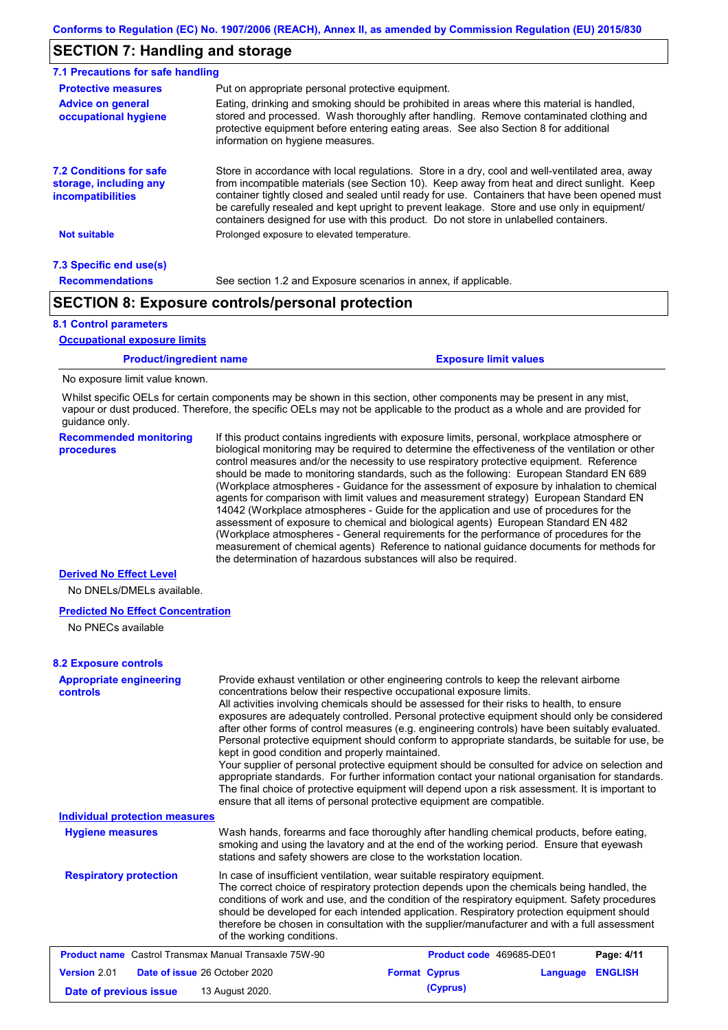## SECTION 7: Handling and storage

### 7.1 Precautions for safe handling

**Protective measures** Put on appropriate personal protective equipment.

**Advice on general occupational hygiene** Eating, drinking and smoking should be prohibited in areas where this material is handled, stored and processed. Wash thoroughly after handling. Remove contaminated clothing and protective equipment before entering eating areas. See also Section 8 for additional information on hygiene measures.

### 7.2 Conditions for safe storage, including any incompatibilities

Store in accordance with local regulations. Store in a dry, cool and well-ventilated area, away from incompatible materials (see Section 10). Keep away from heat and direct sunlight. Keep container tightly closed and sealed until ready for use. Containers that have been opened must be carefully resealed and kept upright to prevent leakage. Store and use only in equipment/ containers designed for use with this product. Do not store in unlabelled containers.

**Not suitable** Prolonged exposure to elevated temperature.

### 7.3 Specific end use(s)

**Recommendations** See section 1.2 and Exposure scenarios in annex, if applicable.

## SECTION 8: Exposure controls/personal protection

### 8.1 Control parameters

**Occupational exposure limits**

| Product/ingredient name | Exposure limit values |
|---|---|

No exposure limit value known.

Whilst specific OELs for certain components may be shown in this section, other components may be present in any mist, vapour or dust produced. Therefore, the specific OELs may not be applicable to the product as a whole and are provided for guidance only.

**Recommended monitoring procedures** If this product contains ingredients with exposure limits, personal, workplace atmosphere or biological monitoring may be required to determine the effectiveness of the ventilation or other control measures and/or the necessity to use respiratory protective equipment. Reference should be made to monitoring standards, such as the following: European Standard EN 689 (Workplace atmospheres - Guidance for the assessment of exposure by inhalation to chemical agents for comparison with limit values and measurement strategy) European Standard EN 14042 (Workplace atmospheres - Guide for the application and use of procedures for the assessment of exposure to chemical and biological agents) European Standard EN 482 (Workplace atmospheres - General requirements for the performance of procedures for the measurement of chemical agents) Reference to national guidance documents for methods for the determination of hazardous substances will also be required.

**Derived No Effect Level**

No DNELs/DMELs available.

**Predicted No Effect Concentration**

No PNECs available

### 8.2 Exposure controls

**Appropriate engineering controls** Provide exhaust ventilation or other engineering controls to keep the relevant airborne concentrations below their respective occupational exposure limits.
All activities involving chemicals should be assessed for their risks to health, to ensure exposures are adequately controlled. Personal protective equipment should only be considered after other forms of control measures (e.g. engineering controls) have been suitably evaluated. Personal protective equipment should conform to appropriate standards, be suitable for use, be kept in good condition and properly maintained.
Your supplier of personal protective equipment should be consulted for advice on selection and appropriate standards. For further information contact your national organisation for standards. The final choice of protective equipment will depend upon a risk assessment. It is important to ensure that all items of personal protective equipment are compatible.

**Individual protection measures**

**Hygiene measures** Wash hands, forearms and face thoroughly after handling chemical products, before eating, smoking and using the lavatory and at the end of the working period. Ensure that eyewash stations and safety showers are close to the workstation location.

**Respiratory protection** In case of insufficient ventilation, wear suitable respiratory equipment.
The correct choice of respiratory protection depends upon the chemicals being handled, the conditions of work and use, and the condition of the respiratory equipment. Safety procedures should be developed for each intended application. Respiratory protection equipment should therefore be chosen in consultation with the supplier/manufacturer and with a full assessment of the working conditions.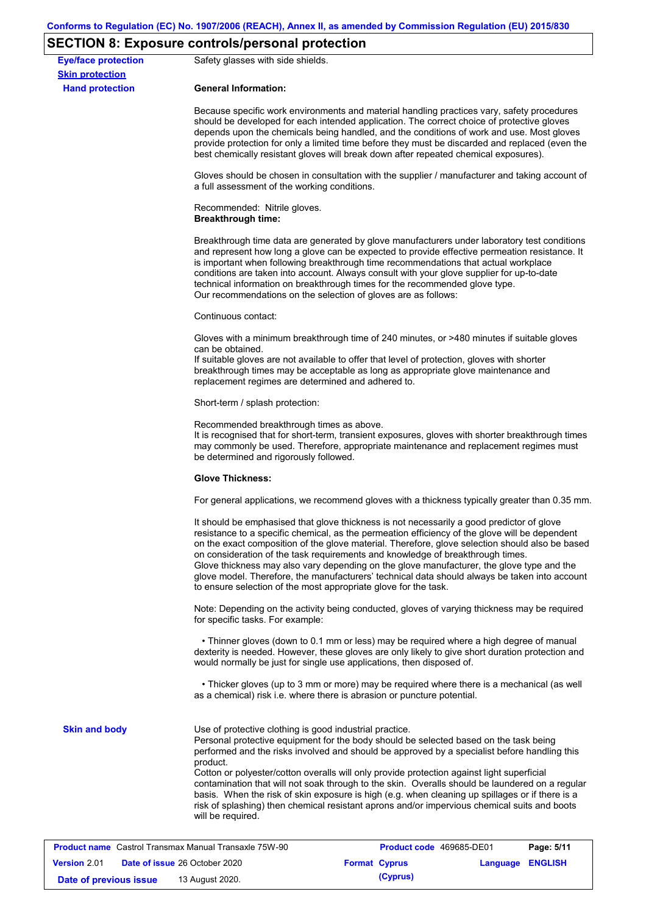## SECTION 8: Exposure controls/personal protection

**Eye/face protection**

Safety glasses with side shields.

**Skin protection**

**Hand protection**

**General Information:**

Because specific work environments and material handling practices vary, safety procedures should be developed for each intended application. The correct choice of protective gloves depends upon the chemicals being handled, and the conditions of work and use. Most gloves provide protection for only a limited time before they must be discarded and replaced (even the best chemically resistant gloves will break down after repeated chemical exposures).

Gloves should be chosen in consultation with the supplier / manufacturer and taking account of a full assessment of the working conditions.

Recommended: Nitrile gloves.

**Breakthrough time:**

Breakthrough time data are generated by glove manufacturers under laboratory test conditions and represent how long a glove can be expected to provide effective permeation resistance. It is important when following breakthrough time recommendations that actual workplace conditions are taken into account. Always consult with your glove supplier for up-to-date technical information on breakthrough times for the recommended glove type.
Our recommendations on the selection of gloves are as follows:

Continuous contact:

Gloves with a minimum breakthrough time of 240 minutes, or >480 minutes if suitable gloves can be obtained.
If suitable gloves are not available to offer that level of protection, gloves with shorter breakthrough times may be acceptable as long as appropriate glove maintenance and replacement regimes are determined and adhered to.

Short-term / splash protection:

Recommended breakthrough times as above.
It is recognised that for short-term, transient exposures, gloves with shorter breakthrough times may commonly be used. Therefore, appropriate maintenance and replacement regimes must be determined and rigorously followed.

**Glove Thickness:**

For general applications, we recommend gloves with a thickness typically greater than 0.35 mm.

It should be emphasised that glove thickness is not necessarily a good predictor of glove resistance to a specific chemical, as the permeation efficiency of the glove will be dependent on the exact composition of the glove material. Therefore, glove selection should also be based on consideration of the task requirements and knowledge of breakthrough times.
Glove thickness may also vary depending on the glove manufacturer, the glove type and the glove model. Therefore, the manufacturers' technical data should always be taken into account to ensure selection of the most appropriate glove for the task.

Note: Depending on the activity being conducted, gloves of varying thickness may be required for specific tasks. For example:

- Thinner gloves (down to 0.1 mm or less) may be required where a high degree of manual dexterity is needed. However, these gloves are only likely to give short duration protection and would normally be just for single use applications, then disposed of.

- Thicker gloves (up to 3 mm or more) may be required where there is a mechanical (as well as a chemical) risk i.e. where there is abrasion or puncture potential.

**Skin and body**

Use of protective clothing is good industrial practice.
Personal protective equipment for the body should be selected based on the task being performed and the risks involved and should be approved by a specialist before handling this product.
Cotton or polyester/cotton overalls will only provide protection against light superficial contamination that will not soak through to the skin. Overalls should be laundered on a regular basis. When the risk of skin exposure is high (e.g. when cleaning up spillages or if there is a risk of splashing) then chemical resistant aprons and/or impervious chemical suits and boots will be required.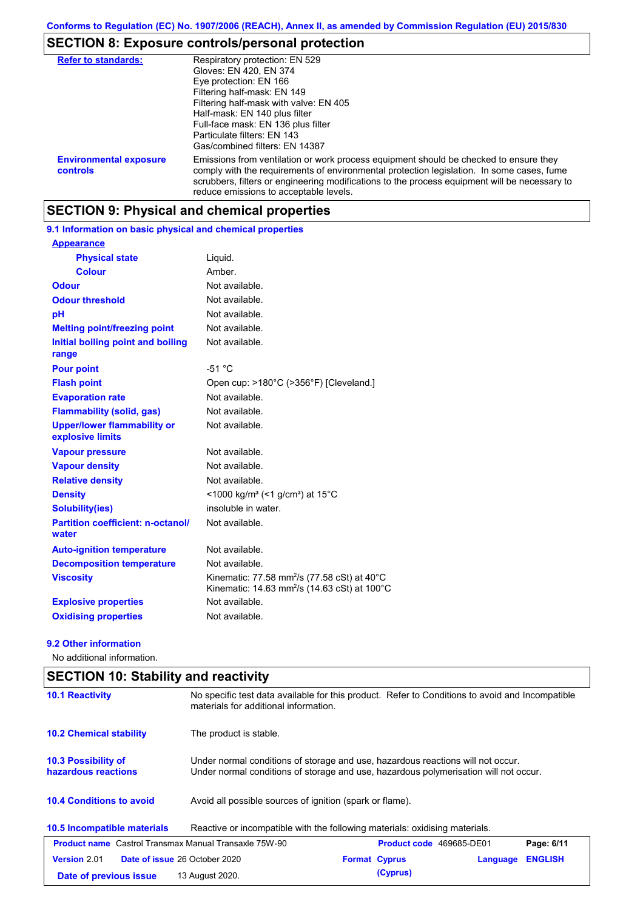## SECTION 8: Exposure controls/personal protection

| | |
|---|---|
| **Refer to standards:** | Respiratory protection: EN 529<br>Gloves: EN 420, EN 374<br>Eye protection: EN 166<br>Filtering half-mask: EN 149<br>Filtering half-mask with valve: EN 405<br>Half-mask: EN 140 plus filter<br>Full-face mask: EN 136 plus filter<br>Particulate filters: EN 143<br>Gas/combined filters: EN 14387 |
| **Environmental exposure controls** | Emissions from ventilation or work process equipment should be checked to ensure they comply with the requirements of environmental protection legislation. In some cases, fume scrubbers, filters or engineering modifications to the process equipment will be necessary to reduce emissions to acceptable levels. |

## SECTION 9: Physical and chemical properties

### 9.1 Information on basic physical and chemical properties

| | |
|---|---|
| **Appearance** | |
| **Physical state** | Liquid. |
| **Colour** | Amber. |
| **Odour** | Not available. |
| **Odour threshold** | Not available. |
| **pH** | Not available. |
| **Melting point/freezing point** | Not available. |
| **Initial boiling point and boiling range** | Not available. |
| **Pour point** | -51 °C |
| **Flash point** | Open cup: >180°C (>356°F) [Cleveland.] |
| **Evaporation rate** | Not available. |
| **Flammability (solid, gas)** | Not available. |
| **Upper/lower flammability or explosive limits** | Not available. |
| **Vapour pressure** | Not available. |
| **Vapour density** | Not available. |
| **Relative density** | Not available. |
| **Density** | <1000 kg/m³ (<1 g/cm³) at 15°C |
| **Solubility(ies)** | insoluble in water. |
| **Partition coefficient: n-octanol/water** | Not available. |
| **Auto-ignition temperature** | Not available. |
| **Decomposition temperature** | Not available. |
| **Viscosity** | Kinematic: 77.58 mm²/s (77.58 cSt) at 40°C<br>Kinematic: 14.63 mm²/s (14.63 cSt) at 100°C |
| **Explosive properties** | Not available. |
| **Oxidising properties** | Not available. |

### 9.2 Other information

No additional information.

## SECTION 10: Stability and reactivity

| | |
|---|---|
| **10.1 Reactivity** | No specific test data available for this product. Refer to Conditions to avoid and Incompatible materials for additional information. |
| **10.2 Chemical stability** | The product is stable. |
| **10.3 Possibility of hazardous reactions** | Under normal conditions of storage and use, hazardous reactions will not occur.<br>Under normal conditions of storage and use, hazardous polymerisation will not occur. |
| **10.4 Conditions to avoid** | Avoid all possible sources of ignition (spark or flame). |
| **10.5 Incompatible materials** | Reactive or incompatible with the following materials: oxidising materials. |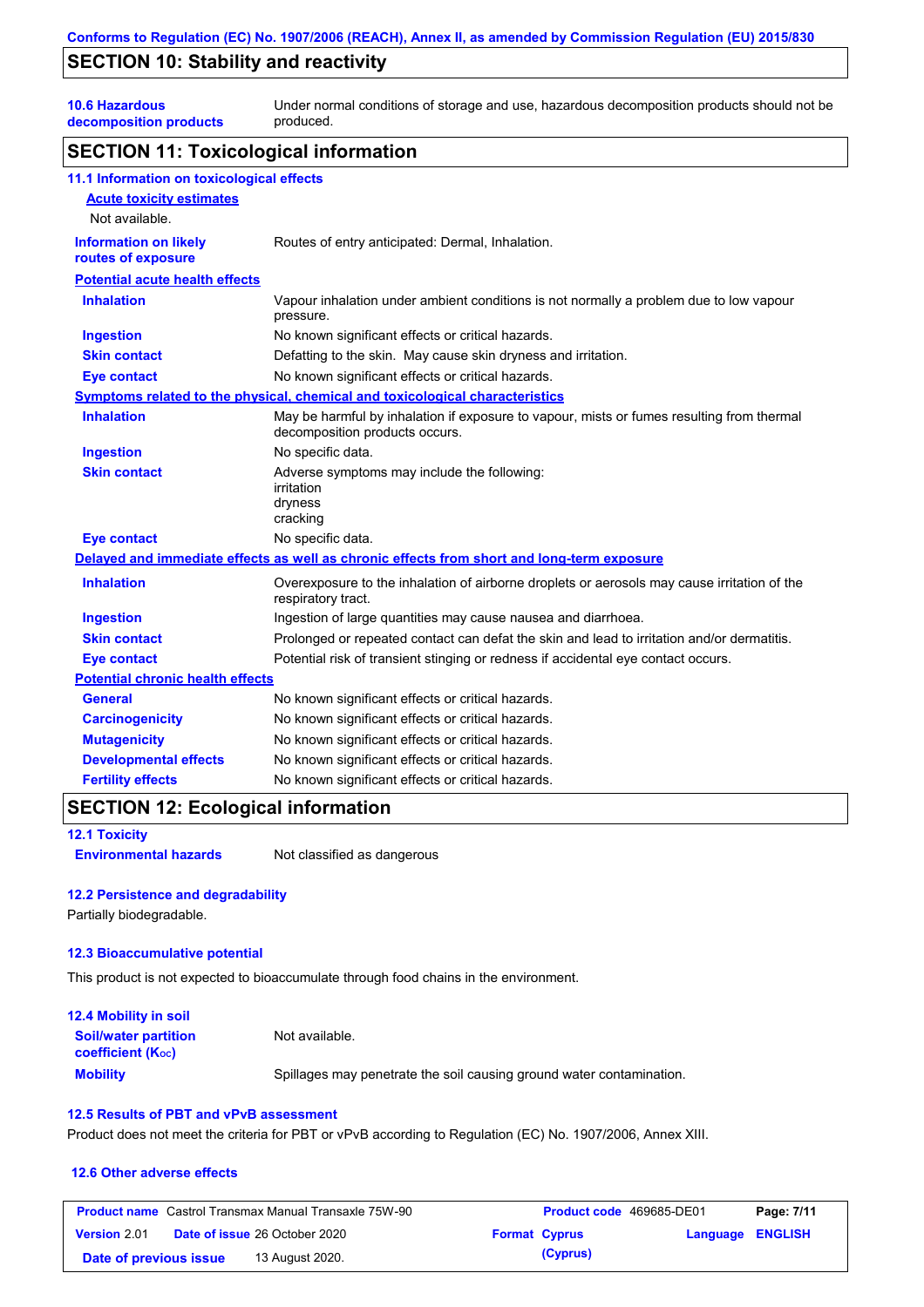## SECTION 10: Stability and reactivity

| | |
|---|---|
| **10.6 Hazardous decomposition products** | Under normal conditions of storage and use, hazardous decomposition products should not be produced. |

## SECTION 11: Toxicological information

### 11.1 Information on toxicological effects

**Acute toxicity estimates**

Not available.

| | |
|---|---|
| **Information on likely routes of exposure** | Routes of entry anticipated: Dermal, Inhalation. |

**Potential acute health effects**

| | |
|---|---|
| **Inhalation** | Vapour inhalation under ambient conditions is not normally a problem due to low vapour pressure. |
| **Ingestion** | No known significant effects or critical hazards. |
| **Skin contact** | Defatting to the skin. May cause skin dryness and irritation. |
| **Eye contact** | No known significant effects or critical hazards. |

**Symptoms related to the physical, chemical and toxicological characteristics**

| | |
|---|---|
| **Inhalation** | May be harmful by inhalation if exposure to vapour, mists or fumes resulting from thermal decomposition products occurs. |
| **Ingestion** | No specific data. |
| **Skin contact** | Adverse symptoms may include the following:<br>irritation<br>dryness<br>cracking |
| **Eye contact** | No specific data. |

**Delayed and immediate effects as well as chronic effects from short and long-term exposure**

| | |
|---|---|
| **Inhalation** | Overexposure to the inhalation of airborne droplets or aerosols may cause irritation of the respiratory tract. |
| **Ingestion** | Ingestion of large quantities may cause nausea and diarrhoea. |
| **Skin contact** | Prolonged or repeated contact can defat the skin and lead to irritation and/or dermatitis. |
| **Eye contact** | Potential risk of transient stinging or redness if accidental eye contact occurs. |

**Potential chronic health effects**

| | |
|---|---|
| **General** | No known significant effects or critical hazards. |
| **Carcinogenicity** | No known significant effects or critical hazards. |
| **Mutagenicity** | No known significant effects or critical hazards. |
| **Developmental effects** | No known significant effects or critical hazards. |
| **Fertility effects** | No known significant effects or critical hazards. |

## SECTION 12: Ecological information

### 12.1 Toxicity

| | |
|---|---|
| **Environmental hazards** | Not classified as dangerous |

### 12.2 Persistence and degradability

Partially biodegradable.

### 12.3 Bioaccumulative potential

This product is not expected to bioaccumulate through food chains in the environment.

### 12.4 Mobility in soil

| | |
|---|---|
| **Soil/water partition coefficient ($K_{OC}$)** | Not available. |
| **Mobility** | Spillages may penetrate the soil causing ground water contamination. |

### 12.5 Results of PBT and vPvB assessment

Product does not meet the criteria for PBT or vPvB according to Regulation (EC) No. 1907/2006, Annex XIII.

### 12.6 Other adverse effects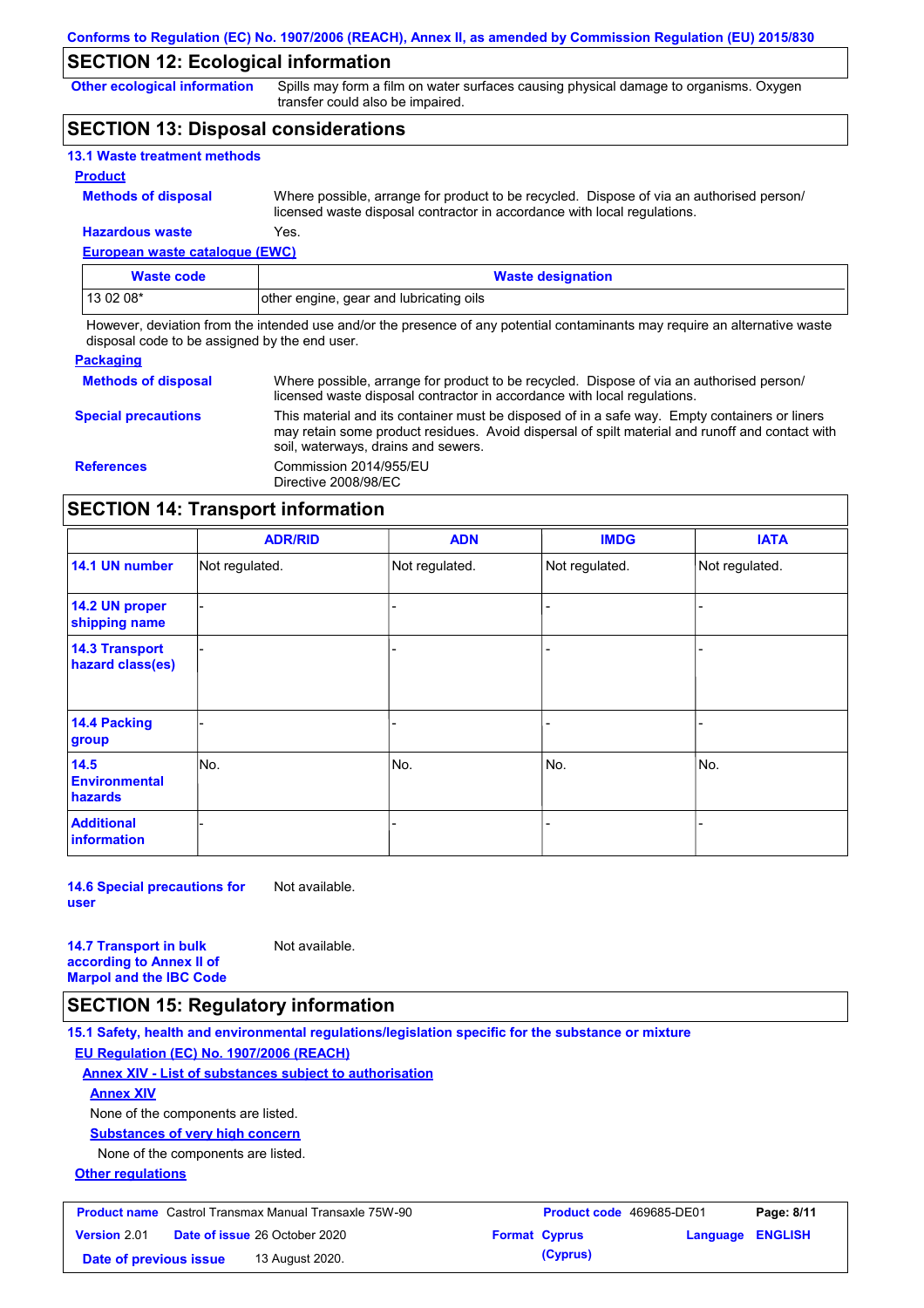Conforms to Regulation (EC) No. 1907/2006 (REACH), Annex II, as amended by Commission Regulation (EU) 2015/830

## SECTION 12: Ecological information

**Other ecological information** Spills may form a film on water surfaces causing physical damage to organisms. Oxygen transfer could also be impaired.

## SECTION 13: Disposal considerations

### 13.1 Waste treatment methods

**Product**

**Methods of disposal** Where possible, arrange for product to be recycled. Dispose of via an authorised person/ licensed waste disposal contractor in accordance with local regulations.

**Hazardous waste** Yes.

**European waste catalogue (EWC)**

| Waste code | Waste designation |
|---|---|
| 13 02 08* | other engine, gear and lubricating oils |

However, deviation from the intended use and/or the presence of any potential contaminants may require an alternative waste disposal code to be assigned by the end user.

**Packaging**

**Methods of disposal** Where possible, arrange for product to be recycled. Dispose of via an authorised person/ licensed waste disposal contractor in accordance with local regulations.

**Special precautions** This material and its container must be disposed of in a safe way. Empty containers or liners may retain some product residues. Avoid dispersal of spilt material and runoff and contact with soil, waterways, drains and sewers.

**References** Commission 2014/955/EU
Directive 2008/98/EC

## SECTION 14: Transport information

| | ADR/RID | ADN | IMDG | IATA |
|---|---|---|---|---|
| 14.1 UN number | Not regulated. | Not regulated. | Not regulated. | Not regulated. |
| 14.2 UN proper shipping name | - | - | - | - |
| 14.3 Transport hazard class(es) | - | - | - | - |
| 14.4 Packing group | - | - | - | - |
| 14.5 Environmental hazards | No. | No. | No. | No. |
| Additional information | - | - | - | - |

**14.6 Special precautions for user** Not available.

**14.7 Transport in bulk according to Annex II of Marpol and the IBC Code** Not available.

## SECTION 15: Regulatory information

### 15.1 Safety, health and environmental regulations/legislation specific for the substance or mixture

**EU Regulation (EC) No. 1907/2006 (REACH)**

**Annex XIV - List of substances subject to authorisation**

**Annex XIV**

None of the components are listed.

**Substances of very high concern**

None of the components are listed.

**Other regulations**

| Product name | Castrol Transmax Manual Transaxle 75W-90 | Product code | 469685-DE01 | Page: 8/11 |
|---|---|---|---|---|
| Version 2.01 | Date of issue 26 October 2020 | Format Cyprus | Language ENGLISH | |
| Date of previous issue | 13 August 2020. | (Cyprus) | | |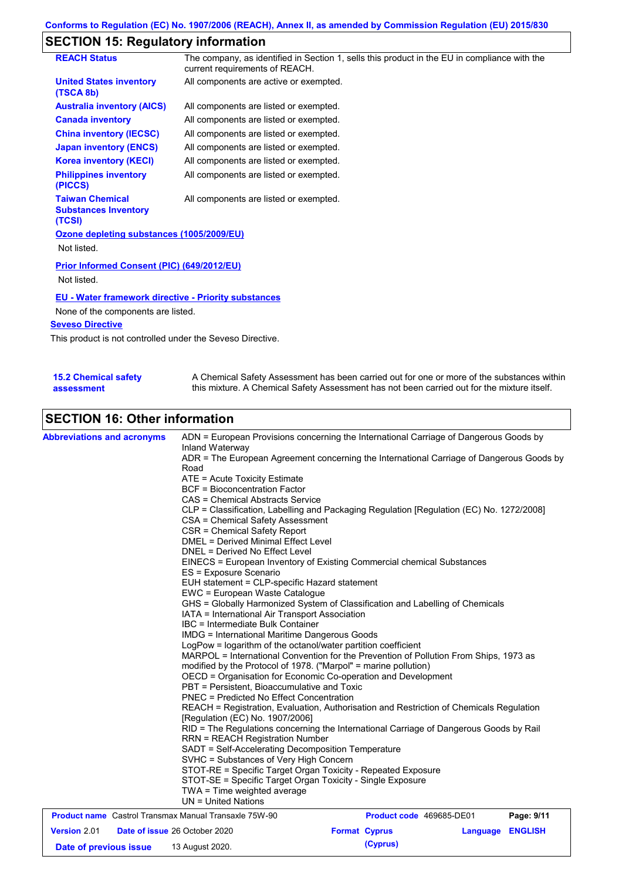## SECTION 15: Regulatory information

| | |
|---|---|
| **REACH Status** | The company, as identified in Section 1, sells this product in the EU in compliance with the current requirements of REACH. |
| **United States inventory (TSCA 8b)** | All components are active or exempted. |
| **Australia inventory (AICS)** | All components are listed or exempted. |
| **Canada inventory** | All components are listed or exempted. |
| **China inventory (IECSC)** | All components are listed or exempted. |
| **Japan inventory (ENCS)** | All components are listed or exempted. |
| **Korea inventory (KECI)** | All components are listed or exempted. |
| **Philippines inventory (PICCS)** | All components are listed or exempted. |
| **Taiwan Chemical Substances Inventory (TCSI)** | All components are listed or exempted. |

**Ozone depleting substances (1005/2009/EU)**

Not listed.

**Prior Informed Consent (PIC) (649/2012/EU)**

Not listed.

**EU - Water framework directive - Priority substances**

None of the components are listed.

**Seveso Directive**

This product is not controlled under the Seveso Directive.

**15.2 Chemical safety assessment**

A Chemical Safety Assessment has been carried out for one or more of the substances within this mixture. A Chemical Safety Assessment has not been carried out for the mixture itself.

## SECTION 16: Other information

**Abbreviations and acronyms**

ADN = European Provisions concerning the International Carriage of Dangerous Goods by Inland Waterway
ADR = The European Agreement concerning the International Carriage of Dangerous Goods by Road
ATE = Acute Toxicity Estimate
BCF = Bioconcentration Factor
CAS = Chemical Abstracts Service
CLP = Classification, Labelling and Packaging Regulation [Regulation (EC) No. 1272/2008]
CSA = Chemical Safety Assessment
CSR = Chemical Safety Report
DMEL = Derived Minimal Effect Level
DNEL = Derived No Effect Level
EINECS = European Inventory of Existing Commercial chemical Substances
ES = Exposure Scenario
EUH statement = CLP-specific Hazard statement
EWC = European Waste Catalogue
GHS = Globally Harmonized System of Classification and Labelling of Chemicals
IATA = International Air Transport Association
IBC = Intermediate Bulk Container
IMDG = International Maritime Dangerous Goods
LogPow = logarithm of the octanol/water partition coefficient
MARPOL = International Convention for the Prevention of Pollution From Ships, 1973 as modified by the Protocol of 1978. ("Marpol" = marine pollution)
OECD = Organisation for Economic Co-operation and Development
PBT = Persistent, Bioaccumulative and Toxic
PNEC = Predicted No Effect Concentration
REACH = Registration, Evaluation, Authorisation and Restriction of Chemicals Regulation [Regulation (EC) No. 1907/2006]
RID = The Regulations concerning the International Carriage of Dangerous Goods by Rail
RRN = REACH Registration Number
SADT = Self-Accelerating Decomposition Temperature
SVHC = Substances of Very High Concern
STOT-RE = Specific Target Organ Toxicity - Repeated Exposure
STOT-SE = Specific Target Organ Toxicity - Single Exposure
TWA = Time weighted average
UN = United Nations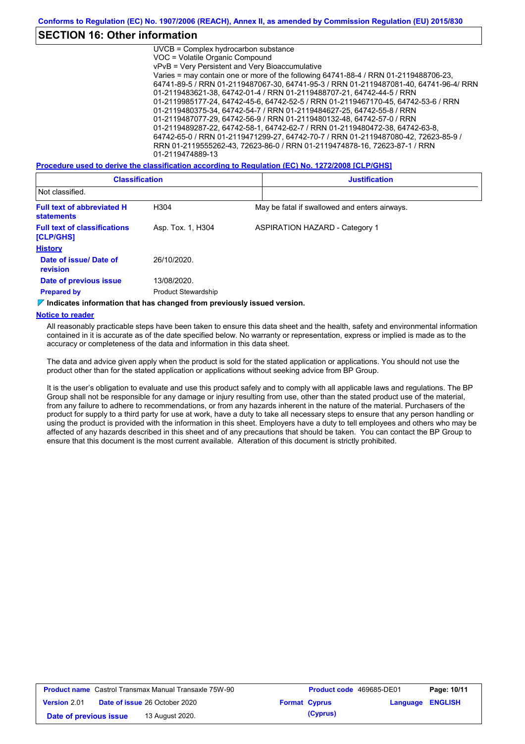## SECTION 16: Other information

UVCB = Complex hydrocarbon substance
VOC = Volatile Organic Compound
vPvB = Very Persistent and Very Bioaccumulative
Varies = may contain one or more of the following 64741-88-4 / RRN 01-2119488706-23, 64741-89-5 / RRN 01-2119487067-30, 64741-95-3 / RRN 01-2119487081-40, 64741-96-4/ RRN 01-2119483621-38, 64742-01-4 / RRN 01-2119488707-21, 64742-44-5 / RRN 01-2119985177-24, 64742-45-6, 64742-52-5 / RRN 01-2119467170-45, 64742-53-6 / RRN 01-2119480375-34, 64742-54-7 / RRN 01-2119484627-25, 64742-55-8 / RRN 01-2119487077-29, 64742-56-9 / RRN 01-2119480132-48, 64742-57-0 / RRN 01-2119489287-22, 64742-58-1, 64742-62-7 / RRN 01-2119480472-38, 64742-63-8, 64742-65-0 / RRN 01-2119471299-27, 64742-70-7 / RRN 01-2119487080-42, 72623-85-9 / RRN 01-2119555262-43, 72623-86-0 / RRN 01-2119474878-16, 72623-87-1 / RRN 01-2119474889-13

**Procedure used to derive the classification according to Regulation (EC) No. 1272/2008 [CLP/GHS]**

| Classification | Justification |
|---|---|
| Not classified. | |

**Full text of abbreviated H statements** H304 May be fatal if swallowed and enters airways.

**Full text of classifications [CLP/GHS]** Asp. Tox. 1, H304 ASPIRATION HAZARD - Category 1

**History**

**Date of issue/ Date of revision** 26/10/2020.

**Date of previous issue** 13/08/2020.

**Prepared by** Product Stewardship

**Indicates information that has changed from previously issued version.**

**Notice to reader**

All reasonably practicable steps have been taken to ensure this data sheet and the health, safety and environmental information contained in it is accurate as of the date specified below. No warranty or representation, express or implied is made as to the accuracy or completeness of the data and information in this data sheet.

The data and advice given apply when the product is sold for the stated application or applications. You should not use the product other than for the stated application or applications without seeking advice from BP Group.

It is the user's obligation to evaluate and use this product safely and to comply with all applicable laws and regulations. The BP Group shall not be responsible for any damage or injury resulting from use, other than the stated product use of the material, from any failure to adhere to recommendations, or from any hazards inherent in the nature of the material. Purchasers of the product for supply to a third party for use at work, have a duty to take all necessary steps to ensure that any person handling or using the product is provided with the information in this sheet. Employers have a duty to tell employees and others who may be affected of any hazards described in this sheet and of any precautions that should be taken. You can contact the BP Group to ensure that this document is the most current available. Alteration of this document is strictly prohibited.